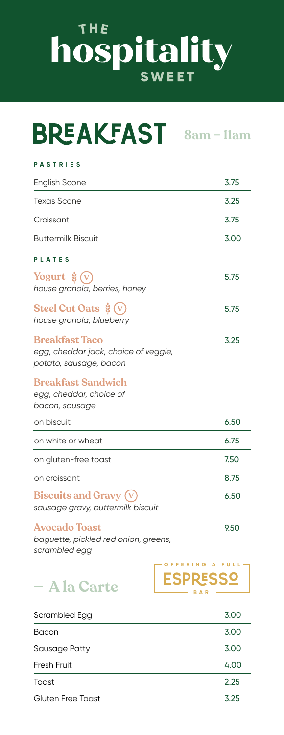# THE hospitality SWEET

## BREAKFAST 8am – 11am

### PASTRIES

| Item | Price |
|---|---|
| English Scone | 3.75 |
| Texas Scone | 3.25 |
| Croissant | 3.75 |
| Buttermilk Biscuit | 3.00 |

### PLATES

**Yogurt** (V)
*house granola, berries, honey* — 5.75

**Steel Cut Oats** (V)
*house granola, blueberry* — 5.75

**Breakfast Taco**
*egg, cheddar jack, choice of veggie, potato, sausage, bacon* — 3.25

**Breakfast Sandwich**
*egg, cheddar, choice of bacon, sausage*

| Option | Price |
|---|---|
| on biscuit | 6.50 |
| on white or wheat | 6.75 |
| on gluten-free toast | 7.50 |
| on croissant | 8.75 |

**Biscuits and Gravy** (V)
*sausage gravy, buttermilk biscuit* — 6.50

**Avocado Toast**
*baguette, pickled red onion, greens, scrambled egg* — 9.50

## — A la Carte

OFFERING A FULL ESPRESSO BAR

| Item | Price |
|---|---|
| Scrambled Egg | 3.00 |
| Bacon | 3.00 |
| Sausage Patty | 3.00 |
| Fresh Fruit | 4.00 |
| Toast | 2.25 |
| Gluten Free Toast | 3.25 |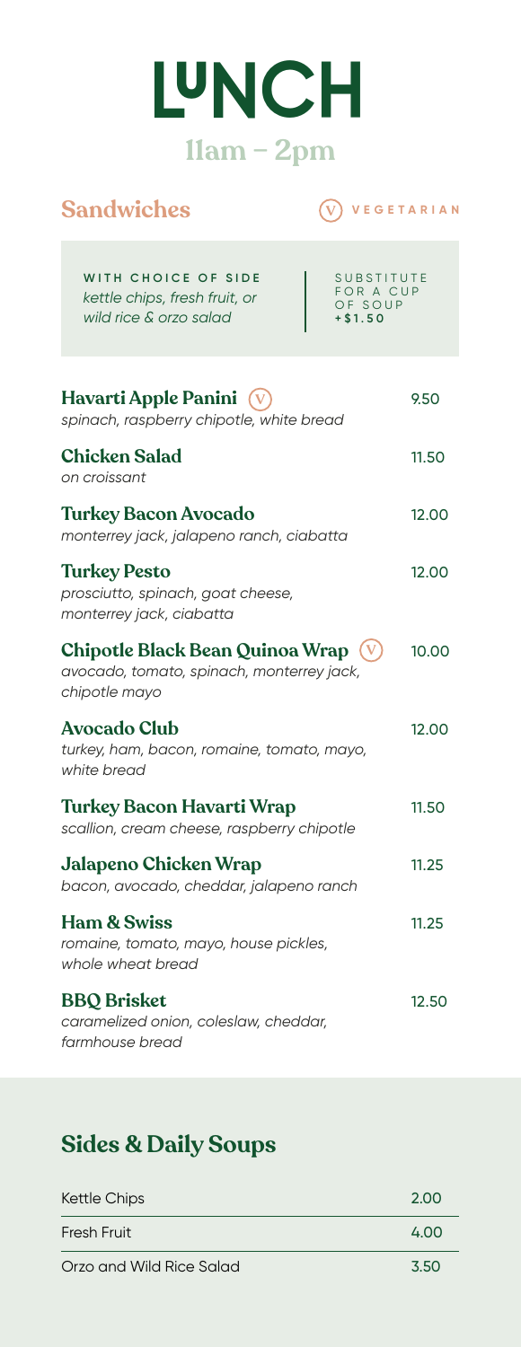# LUNCH

## 11am – 2pm

## Sandwiches

(V) VEGETARIAN

**WITH CHOICE OF SIDE**
*kettle chips, fresh fruit, or wild rice & orzo salad*

SUBSTITUTE FOR A CUP OF SOUP +$1.50

| Item | Price |
|---|---|
| **Havarti Apple Panini** (V) <br> *spinach, raspberry chipotle, white bread* | 9.50 |
| **Chicken Salad** <br> *on croissant* | 11.50 |
| **Turkey Bacon Avocado** <br> *monterrey jack, jalapeno ranch, ciabatta* | 12.00 |
| **Turkey Pesto** <br> *prosciutto, spinach, goat cheese, monterrey jack, ciabatta* | 12.00 |
| **Chipotle Black Bean Quinoa Wrap** (V) <br> *avocado, tomato, spinach, monterrey jack, chipotle mayo* | 10.00 |
| **Avocado Club** <br> *turkey, ham, bacon, romaine, tomato, mayo, white bread* | 12.00 |
| **Turkey Bacon Havarti Wrap** <br> *scallion, cream cheese, raspberry chipotle* | 11.50 |
| **Jalapeno Chicken Wrap** <br> *bacon, avocado, cheddar, jalapeno ranch* | 11.25 |
| **Ham & Swiss** <br> *romaine, tomato, mayo, house pickles, whole wheat bread* | 11.25 |
| **BBQ Brisket** <br> *caramelized onion, coleslaw, cheddar, farmhouse bread* | 12.50 |

## Sides & Daily Soups

| Item | Price |
|---|---|
| Kettle Chips | 2.00 |
| Fresh Fruit | 4.00 |
| Orzo and Wild Rice Salad | 3.50 |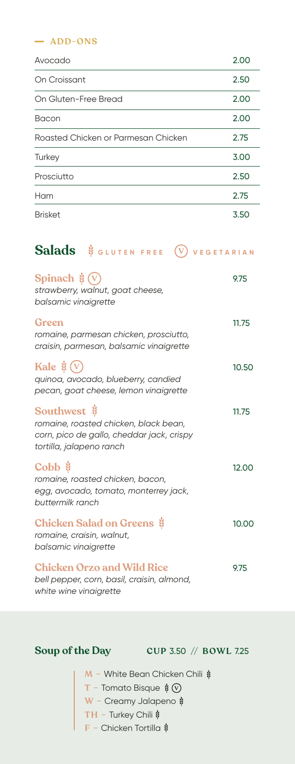## ADD-ONS

| | |
|---|---|
| Avocado | 2.00 |
| On Croissant | 2.50 |
| On Gluten-Free Bread | 2.00 |
| Bacon | 2.00 |
| Roasted Chicken or Parmesan Chicken | 2.75 |
| Turkey | 3.00 |
| Prosciutto | 2.50 |
| Ham | 2.75 |
| Brisket | 3.50 |

# Salads

GLUTEN FREE (V) VEGETARIAN

**Spinach** (GF) (V) — 9.75
*strawberry, walnut, goat cheese, balsamic vinaigrette*

**Green** — 11.75
*romaine, parmesan chicken, prosciutto, craisin, parmesan, balsamic vinaigrette*

**Kale** (GF) (V) — 10.50
*quinoa, avocado, blueberry, candied pecan, goat cheese, lemon vinaigrette*

**Southwest** (GF) — 11.75
*romaine, roasted chicken, black bean, corn, pico de gallo, cheddar jack, crispy tortilla, jalapeno ranch*

**Cobb** (GF) — 12.00
*romaine, roasted chicken, bacon, egg, avocado, tomato, monterrey jack, buttermilk ranch*

**Chicken Salad on Greens** (GF) — 10.00
*romaine, craisin, walnut, balsamic vinaigrette*

**Chicken Orzo and Wild Rice** — 9.75
*bell pepper, corn, basil, craisin, almond, white wine vinaigrette*

## Soup of the Day

CUP 3.50 // BOWL 7.25

- M – White Bean Chicken Chili (GF)
- T – Tomato Bisque (GF) (V)
- W – Creamy Jalapeno (GF)
- TH – Turkey Chili (GF)
- F – Chicken Tortilla (GF)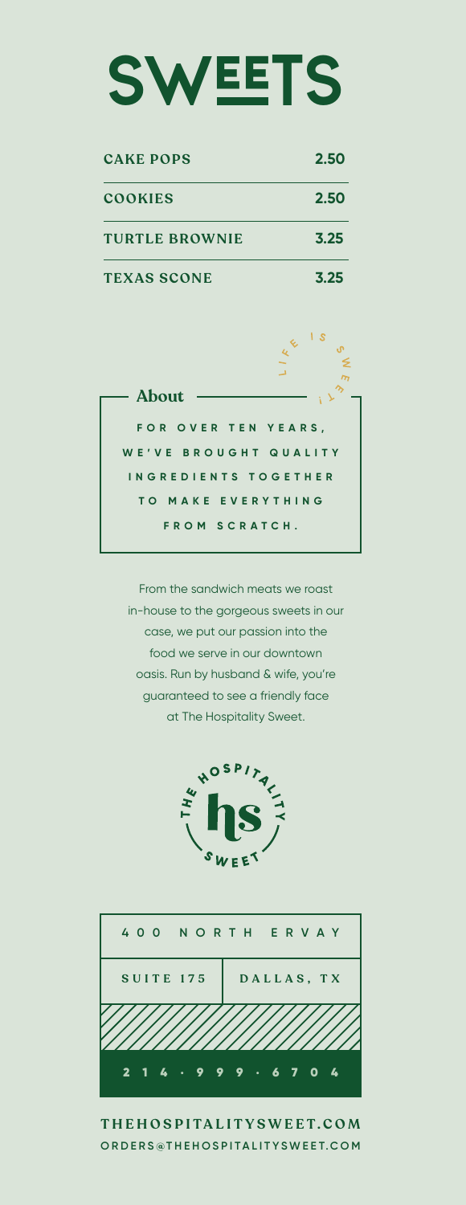# SWEETS

| | |
|---|---|
| CAKE POPS | 2.50 |
| COOKIES | 2.50 |
| TURTLE BROWNIE | 3.25 |
| TEXAS SCONE | 3.25 |

LIFE IS SWEET!

## About

FOR OVER TEN YEARS, WE'VE BROUGHT QUALITY INGREDIENTS TOGETHER TO MAKE EVERYTHING FROM SCRATCH.

From the sandwich meats we roast in-house to the gorgeous sweets in our case, we put our passion into the food we serve in our downtown oasis. Run by husband & wife, you're guaranteed to see a friendly face at The Hospitality Sweet.

THE HOSPITALITY hs SWEET

400 NORTH ERVAY

SUITE 175 | DALLAS, TX

214 · 999 · 6704

**THEHOSPITALITYSWEET.COM**

ORDERS@THEHOSPITALITYSWEET.COM